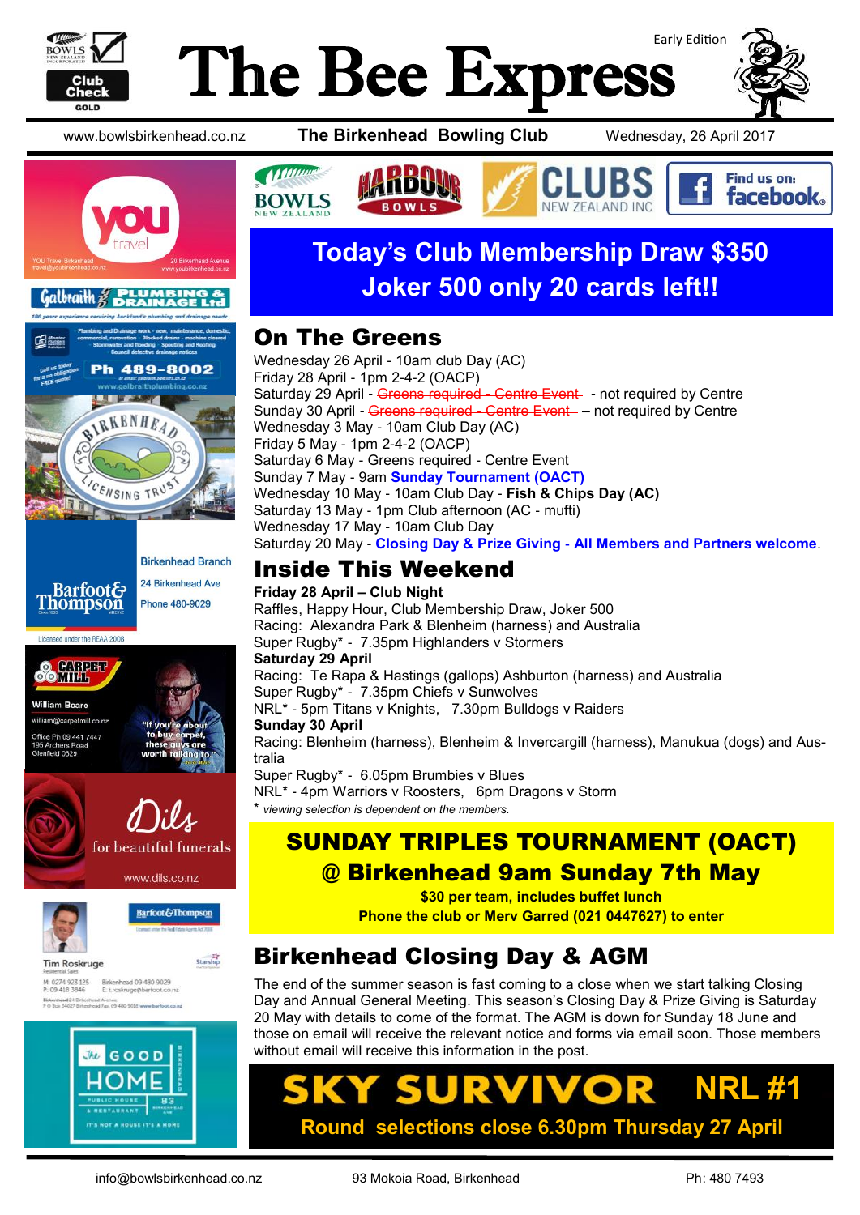# The Bee Express

Early Edition

www.bowlsbirkenhead.co.nz **The Birkenhead Bowling Club** Wednesday, 26 April 2017

## Today's Club Membership Draw $350
## Joker 500 only 20 cards left!!

## On The Greens

Wednesday 26 April - 10am club Day (AC)
Friday 28 April - 1pm 2-4-2 (OACP)
Saturday 29 April - ~~Greens required - Centre Event~~ - not required by Centre
Sunday 30 April - ~~Greens required - Centre Event~~ – not required by Centre
Wednesday 3 May - 10am Club Day (AC)
Friday 5 May - 1pm 2-4-2 (OACP)
Saturday 6 May - Greens required - Centre Event
Sunday 7 May - 9am **Sunday Tournament (OACT)**
Wednesday 10 May - 10am Club Day - **Fish & Chips Day (AC)**
Saturday 13 May - 1pm Club afternoon (AC - mufti)
Wednesday 17 May - 10am Club Day
Saturday 20 May - **Closing Day & Prize Giving - All Members and Partners welcome**.

## Inside This Weekend

**Friday 28 April – Club Night**
Raffles, Happy Hour, Club Membership Draw, Joker 500
Racing: Alexandra Park & Blenheim (harness) and Australia
Super Rugby* - 7.35pm Highlanders v Stormers

**Saturday 29 April**
Racing: Te Rapa & Hastings (gallops) Ashburton (harness) and Australia
Super Rugby* - 7.35pm Chiefs v Sunwolves
NRL* - 5pm Titans v Knights, 7.30pm Bulldogs v Raiders

**Sunday 30 April**
Racing: Blenheim (harness), Blenheim & Invercargill (harness), Manukua (dogs) and Australia
Super Rugby* - 6.05pm Brumbies v Blues
NRL* - 4pm Warriors v Roosters, 6pm Dragons v Storm

* *viewing selection is dependent on the members.*

## SUNDAY TRIPLES TOURNAMENT (OACT)
## @ Birkenhead 9am Sunday 7th May

**$30 per team, includes buffet lunch**
**Phone the club or Merv Garred (021 0447627) to enter**

## Birkenhead Closing Day & AGM

The end of the summer season is fast coming to a close when we start talking Closing Day and Annual General Meeting. This season's Closing Day & Prize Giving is Saturday 20 May with details to come of the format. The AGM is down for Sunday 18 June and those on email will receive the relevant notice and forms via email soon. Those members without email will receive this information in the post.

## SKY SURVIVOR NRL #1
**Round selections close 6.30pm Thursday 27 April**

---

YOU Travel Birkenhead – travel@youbirkenhead.co.nz – 20 Birkenhead Avenue – www.youbirkenhead.co.nz

Galbraith Plumbing & Drainage Ltd – 100 years experience servicing Auckland's plumbing and drainage needs. Plumbing and Drainage work - new, maintenance, domestic, commercial, renovation · Blocked drains - machine cleared · Stormwater and flooding · Spouting and Roofing · Council defective drainage notices. Call us today for a no obligation FREE quote! Ph 489-8002 – or email: galbraith_pd@xtra.co.nz – www.galbraithplumbing.co.nz

Birkenhead Licensing Trust

Barfoot & Thompson – Birkenhead Branch – 24 Birkenhead Ave – Phone 480-9029 – Licensed under the REAA 2008

Carpet Mill – William Beare – william@carpetmill.co.nz – Office Ph 09 441 7447 – 195 Archers Road, Glenfield 0629 – "If you're about to buy carpet, these guys are worth talking to."

Dils for beautiful funerals – www.dils.co.nz

Barfoot & Thompson – Tim Roskruge – Residential Sales – M: 0274 923 125 – P: 09 418 3846 – Birkenhead 09 480 9029 – E: t.roskruge@barfoot.co.nz – Birkenhead 24 Birkenhead Avenue – P O Box 34627 Birkenhead Fax 09 480 9030 www.barfoot.co.nz

The Good Home – Public House & Restaurant – 83 Birkenhead Ave – It's not a house it's a home

---

info@bowlsbirkenhead.co.nz 93 Mokoia Road, Birkenhead Ph: 480 7493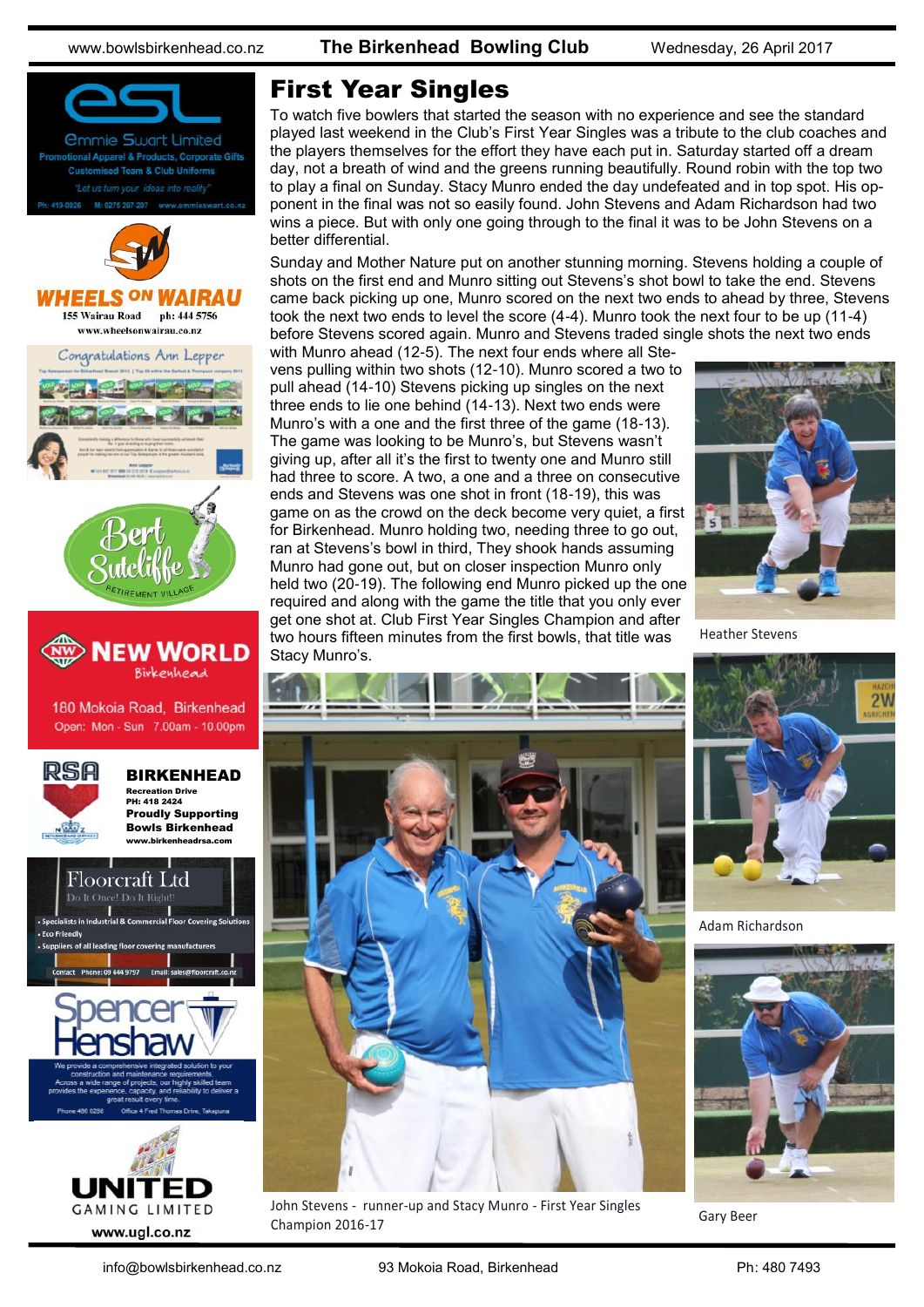# First Year Singles

To watch five bowlers that started the season with no experience and see the standard played last weekend in the Club's First Year Singles was a tribute to the club coaches and the players themselves for the effort they have each put in. Saturday started off a dream day, not a breath of wind and the greens running beautifully. Round robin with the top two to play a final on Sunday. Stacy Munro ended the day undefeated and in top spot. His opponent in the final was not so easily found. John Stevens and Adam Richardson had two wins a piece. But with only one going through to the final it was to be John Stevens on a better differential.

Sunday and Mother Nature put on another stunning morning. Stevens holding a couple of shots on the first end and Munro sitting out Stevens's shot bowl to take the end. Stevens came back picking up one, Munro scored on the next two ends to ahead by three, Stevens took the next two ends to level the score (4-4). Munro took the next four to be up (11-4) before Stevens scored again. Munro and Stevens traded single shots the next two ends with Munro ahead (12-5). The next four ends where all Stevens pulling within two shots (12-10). Munro scored a two to pull ahead (14-10) Stevens picking up singles on the next three ends to lie one behind (14-13). Next two ends were Munro's with a one and the first three of the game (18-13). The game was looking to be Munro's, but Stevens wasn't giving up, after all it's the first to twenty one and Munro still had three to score. A two, a one and a three on consecutive ends and Stevens was one shot in front (18-19), this was game on as the crowd on the deck become very quiet, a first for Birkenhead. Munro holding two, needing three to go out, ran at Stevens's bowl in third, They shook hands assuming Munro had gone out, but on closer inspection Munro only held two (20-19). The following end Munro picked up the one required and along with the game the title that you only ever get one shot at. Club First Year Singles Champion and after two hours fifteen minutes from the first bowls, that title was Stacy Munro's.

Heather Stevens

Adam Richardson

John Stevens - runner-up and Stacy Munro - First Year Singles Champion 2016-17

Gary Beer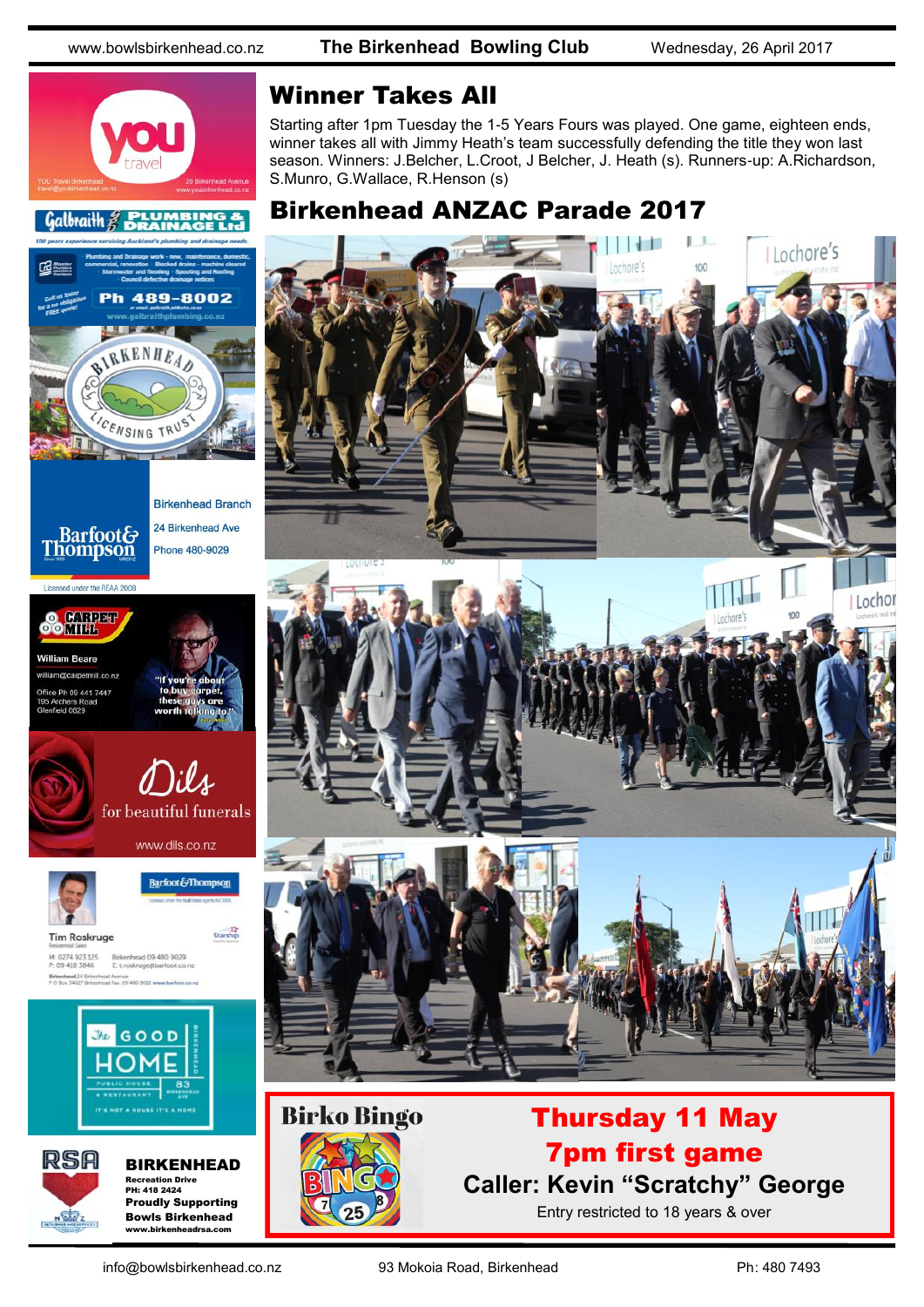# Winner Takes All

Starting after 1pm Tuesday the 1-5 Years Fours was played. One game, eighteen ends, winner takes all with Jimmy Heath's team successfully defending the title they won last season. Winners: J.Belcher, L.Croot, J Belcher, J. Heath (s). Runners-up: A.Richardson, S.Munro, G.Wallace, R.Henson (s)

# Birkenhead ANZAC Parade 2017

## Birko Bingo

**Thursday 11 May**

**7pm first game**

**Caller: Kevin "Scratchy" George**

Entry restricted to 18 years & over

---

YOU Travel Birkenhead
travel@youbirkenhead.co.nz
20 Birkenhead Avenue
www.youbirkenhead.co.nz

**Galbraith Plumbing & Drainage Ltd**
100 years experience servicing Auckland's plumbing and drainage needs.
Plumbing and Drainage work - new, maintenance, domestic, commercial, renovation · Blocked drains - machine cleared · Stormwater and flooding · Spouting and Roofing · Council defective drainage notices
Call us today for a no obligation FREE quote!
**Ph 489-8002**
or email galbraith.p@xtra.co.nz
www.galbraithplumbing.co.nz

**Birkenhead Licensing Trust**

**Barfoot & Thompson**
Birkenhead Branch
24 Birkenhead Ave
Phone 480-9029
Licensed under the REAA 2008

**Carpet Mill**
William Beare
william@carpetmill.co.nz
Office Ph 09 441 7447
195 Archers Road
Glenfield 0629
"If you're about to buy carpet, these guys are worth talking to."

**Dils** for beautiful funerals
www.dils.co.nz

**Barfoot & Thompson**
Tim Roskruge
Residential Sales
M: 0274 923 125 · P: 09 418 3846
Birkenhead 09 480 9029
E: t.roskruge@barfoot.co.nz

**The Good Home**
Public House & Restaurant
83 Birkenhead
It's not a house it's a home

**RSA BIRKENHEAD**
Recreation Drive
PH: 418 2424
Proudly Supporting
Bowls Birkenhead
www.birkenheadrsa.com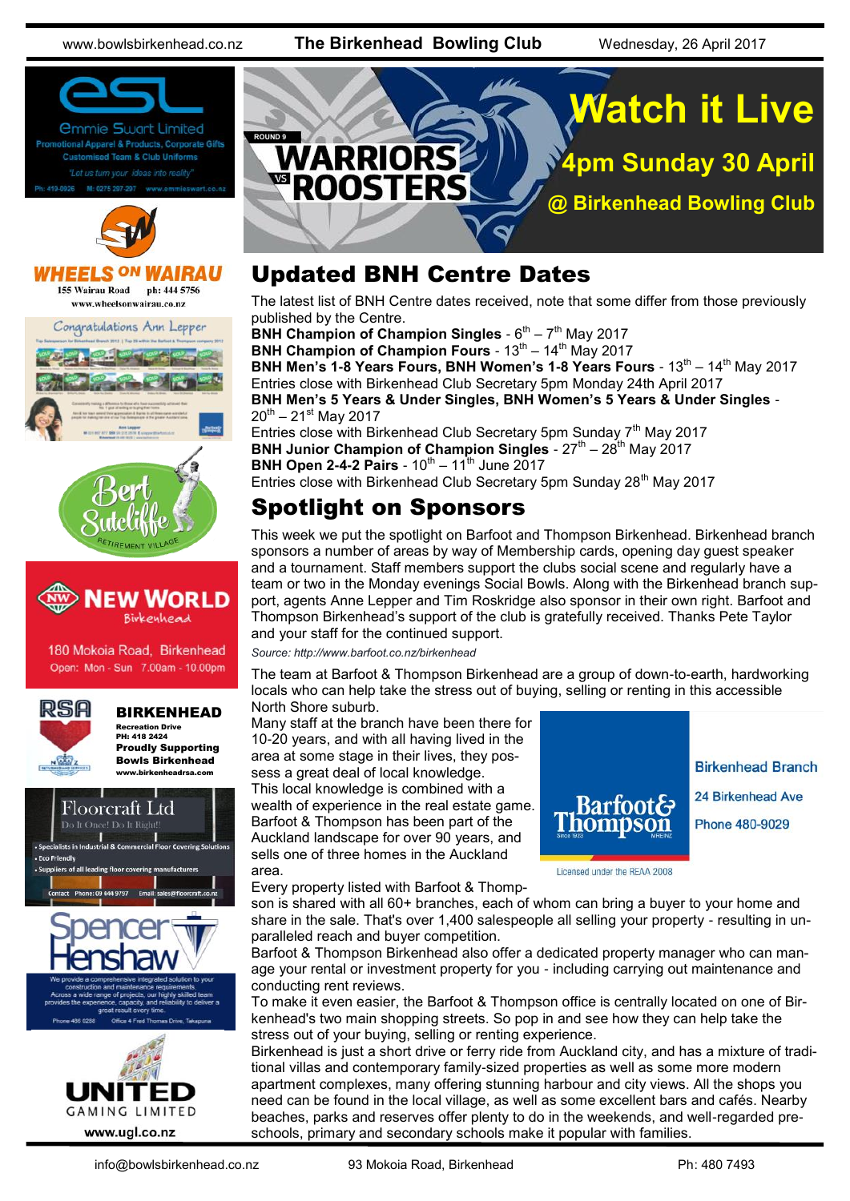# Watch it Live

ROUND 9

WARRIORS VS ROOSTERS

4pm Sunday 30 April

@ Birkenhead Bowling Club

## Updated BNH Centre Dates

The latest list of BNH Centre dates received, note that some differ from those previously published by the Centre.

**BNH Champion of Champion Singles** - 6th – 7th May 2017
**BNH Champion of Champion Fours** - 13th – 14th May 2017
**BNH Men's 1-8 Years Fours, BNH Women's 1-8 Years Fours** - 13th – 14th May 2017
Entries close with Birkenhead Club Secretary 5pm Monday 24th April 2017
**BNH Men's 5 Years & Under Singles, BNH Women's 5 Years & Under Singles** - 20th – 21st May 2017
Entries close with Birkenhead Club Secretary 5pm Sunday 7th May 2017
**BNH Junior Champion of Champion Singles** - 27th – 28th May 2017
**BNH Open 2-4-2 Pairs** - 10th – 11th June 2017
Entries close with Birkenhead Club Secretary 5pm Sunday 28th May 2017

## Spotlight on Sponsors

This week we put the spotlight on Barfoot and Thompson Birkenhead. Birkenhead branch sponsors a number of areas by way of Membership cards, opening day guest speaker and a tournament. Staff members support the clubs social scene and regularly have a team or two in the Monday evenings Social Bowls. Along with the Birkenhead branch support, agents Anne Lepper and Tim Roskridge also sponsor in their own right. Barfoot and Thompson Birkenhead's support of the club is gratefully received. Thanks Pete Taylor and your staff for the continued support.

*Source: http://www.barfoot.co.nz/birkenhead*

The team at Barfoot & Thompson Birkenhead are a group of down-to-earth, hardworking locals who can help take the stress out of buying, selling or renting in this accessible North Shore suburb.

Many staff at the branch have been there for 10-20 years, and with all having lived in the area at some stage in their lives, they possess a great deal of local knowledge.

This local knowledge is combined with a wealth of experience in the real estate game. Barfoot & Thompson has been part of the Auckland landscape for over 90 years, and sells one of three homes in the Auckland area.

Barfoot & Thompson
Birkenhead Branch
24 Birkenhead Ave
Phone 480-9029
Licensed under the REAA 2008

Every property listed with Barfoot & Thompson is shared with all 60+ branches, each of whom can bring a buyer to your home and share in the sale. That's over 1,400 salespeople all selling your property - resulting in unparalleled reach and buyer competition.

Barfoot & Thompson Birkenhead also offer a dedicated property manager who can manage your rental or investment property for you - including carrying out maintenance and conducting rent reviews.

To make it even easier, the Barfoot & Thompson office is centrally located on one of Birkenhead's two main shopping streets. So pop in and see how they can help take the stress out of your buying, selling or renting experience.

Birkenhead is just a short drive or ferry ride from Auckland city, and has a mixture of traditional villas and contemporary family-sized properties as well as some more modern apartment complexes, many offering stunning harbour and city views. All the shops you need can be found in the local village, as well as some excellent bars and cafés. Nearby beaches, parks and reserves offer plenty to do in the weekends, and well-regarded pre-schools, primary and secondary schools make it popular with families.

---

Emmie Swart Limited
Promotional Apparel & Products, Corporate Gifts
Customised Team & Club Uniforms
"Let us turn your ideas into reality"
Ph: 419-0926 M: 0275 297 297 www.emmieswart.co.nz

WHEELS ON WAIRAU
155 Wairau Road ph: 444 5756
www.wheelsonwairau.co.nz

Congratulations Ann Lepper

Bert Sutcliffe Retirement Village

NEW WORLD Birkenhead
180 Mokoia Road, Birkenhead
Open: Mon - Sun 7.00am - 10.00pm

RSA BIRKENHEAD
Recreation Drive
PH: 418 2424
Proudly Supporting Bowls Birkenhead
www.birkenheadrsa.com

Floorcraft Ltd
Do It Once! Do It Right!!
- Specialists in Industrial & Commercial Floor Covering Solutions
- Eco Friendly
- Suppliers of all leading floor covering manufacturers
Contact Phone: 09 444 9757 Email: sales@floorcraft.co.nz

Spencer Henshaw
We provide a comprehensive integrated solution to your construction and maintenance requirements. Across a wide range of projects, our highly skilled team provides the experience, capacity, and reliability to deliver a great result every time.
Phone 486 0288 Office 4 Fred Thomas Drive, Takapuna

UNITED GAMING LIMITED
www.ugl.co.nz